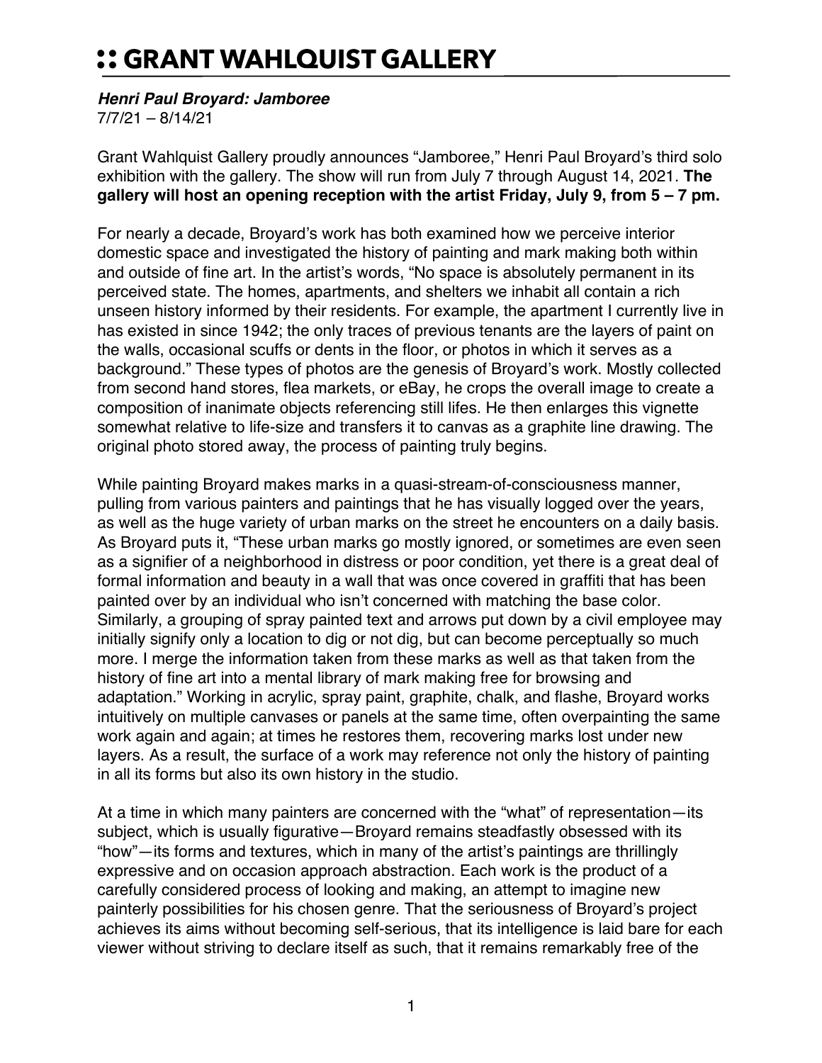# :: GRANT WAHLQUIST GALLERY

***Henri Paul Broyard: Jamboree***
7/7/21 – 8/14/21

Grant Wahlquist Gallery proudly announces "Jamboree," Henri Paul Broyard's third solo exhibition with the gallery. The show will run from July 7 through August 14, 2021. **The gallery will host an opening reception with the artist Friday, July 9, from 5 – 7 pm.**

For nearly a decade, Broyard's work has both examined how we perceive interior domestic space and investigated the history of painting and mark making both within and outside of fine art. In the artist's words, "No space is absolutely permanent in its perceived state. The homes, apartments, and shelters we inhabit all contain a rich unseen history informed by their residents. For example, the apartment I currently live in has existed in since 1942; the only traces of previous tenants are the layers of paint on the walls, occasional scuffs or dents in the floor, or photos in which it serves as a background." These types of photos are the genesis of Broyard's work. Mostly collected from second hand stores, flea markets, or eBay, he crops the overall image to create a composition of inanimate objects referencing still lifes. He then enlarges this vignette somewhat relative to life-size and transfers it to canvas as a graphite line drawing. The original photo stored away, the process of painting truly begins.

While painting Broyard makes marks in a quasi-stream-of-consciousness manner, pulling from various painters and paintings that he has visually logged over the years, as well as the huge variety of urban marks on the street he encounters on a daily basis. As Broyard puts it, "These urban marks go mostly ignored, or sometimes are even seen as a signifier of a neighborhood in distress or poor condition, yet there is a great deal of formal information and beauty in a wall that was once covered in graffiti that has been painted over by an individual who isn't concerned with matching the base color. Similarly, a grouping of spray painted text and arrows put down by a civil employee may initially signify only a location to dig or not dig, but can become perceptually so much more. I merge the information taken from these marks as well as that taken from the history of fine art into a mental library of mark making free for browsing and adaptation." Working in acrylic, spray paint, graphite, chalk, and flashe, Broyard works intuitively on multiple canvases or panels at the same time, often overpainting the same work again and again; at times he restores them, recovering marks lost under new layers. As a result, the surface of a work may reference not only the history of painting in all its forms but also its own history in the studio.

At a time in which many painters are concerned with the "what" of representation—its subject, which is usually figurative—Broyard remains steadfastly obsessed with its "how"—its forms and textures, which in many of the artist's paintings are thrillingly expressive and on occasion approach abstraction. Each work is the product of a carefully considered process of looking and making, an attempt to imagine new painterly possibilities for his chosen genre. That the seriousness of Broyard's project achieves its aims without becoming self-serious, that its intelligence is laid bare for each viewer without striving to declare itself as such, that it remains remarkably free of the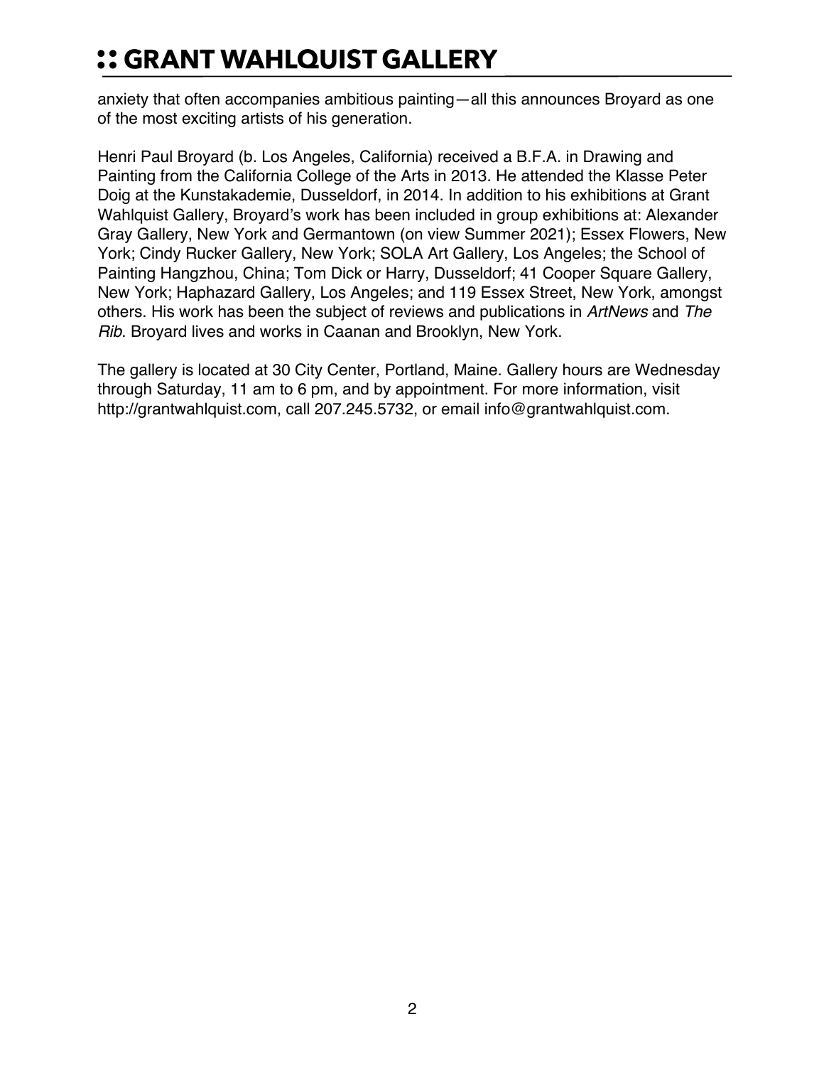anxiety that often accompanies ambitious painting—all this announces Broyard as one of the most exciting artists of his generation.

Henri Paul Broyard (b. Los Angeles, California) received a B.F.A. in Drawing and Painting from the California College of the Arts in 2013. He attended the Klasse Peter Doig at the Kunstakademie, Dusseldorf, in 2014. In addition to his exhibitions at Grant Wahlquist Gallery, Broyard's work has been included in group exhibitions at: Alexander Gray Gallery, New York and Germantown (on view Summer 2021); Essex Flowers, New York; Cindy Rucker Gallery, New York; SOLA Art Gallery, Los Angeles; the School of Painting Hangzhou, China; Tom Dick or Harry, Dusseldorf; 41 Cooper Square Gallery, New York; Haphazard Gallery, Los Angeles; and 119 Essex Street, New York, amongst others. His work has been the subject of reviews and publications in *ArtNews* and *The Rib*. Broyard lives and works in Caanan and Brooklyn, New York.

The gallery is located at 30 City Center, Portland, Maine. Gallery hours are Wednesday through Saturday, 11 am to 6 pm, and by appointment. For more information, visit http://grantwahlquist.com, call 207.245.5732, or email info@grantwahlquist.com.